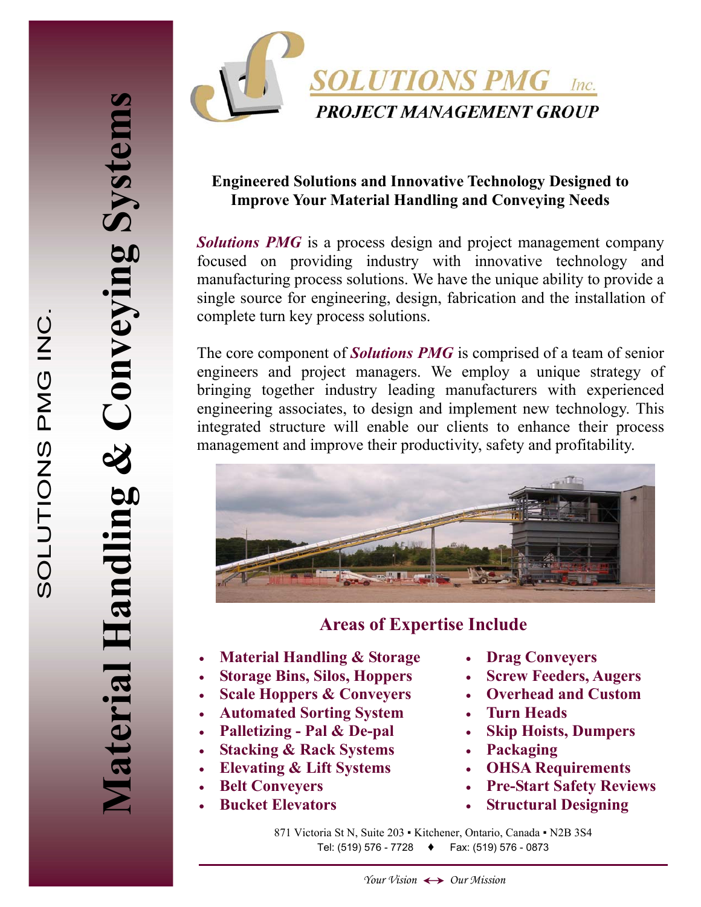SOLUTIONS PMG INC.

**Material Handling & Conveying Systems**

**SOLUTIONS PMG** Inc.

***PROJECT MANAGEMENT GROUP***

## Engineered Solutions and Innovative Technology Designed to Improve Your Material Handling and Conveying Needs

***Solutions PMG*** is a process design and project management company focused on providing industry with innovative technology and manufacturing process solutions. We have the unique ability to provide a single source for engineering, design, fabrication and the installation of complete turn key process solutions.

The core component of ***Solutions PMG*** is comprised of a team of senior engineers and project managers. We employ a unique strategy of bringing together industry leading manufacturers with experienced engineering associates, to design and implement new technology. This integrated structure will enable our clients to enhance their process management and improve their productivity, safety and profitability.

## Areas of Expertise Include

- **Material Handling & Storage**
- **Storage Bins, Silos, Hoppers**
- **Scale Hoppers & Conveyers**
- **Automated Sorting System**
- **Palletizing - Pal & De-pal**
- **Stacking & Rack Systems**
- **Elevating & Lift Systems**
- **Belt Conveyers**
- **Bucket Elevators**
- **Drag Conveyers**
- **Screw Feeders, Augers**
- **Overhead and Custom**
- **Turn Heads**
- **Skip Hoists, Dumpers**
- **Packaging**
- **OHSA Requirements**
- **Pre-Start Safety Reviews**
- **Structural Designing**

871 Victoria St N, Suite 203 ▪ Kitchener, Ontario, Canada ▪ N2B 3S4
Tel: (519) 576 - 7728 ♦ Fax: (519) 576 - 0873

*Your Vision ⟷ Our Mission*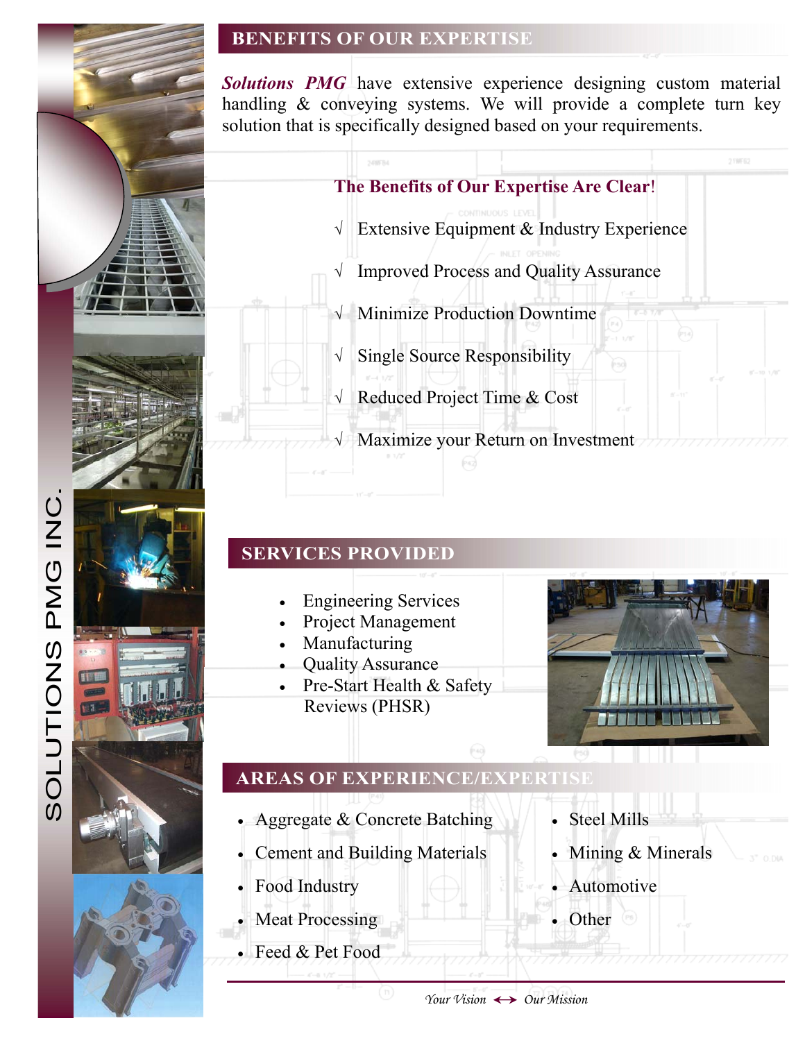SOLUTIONS PMG INC.

## BENEFITS OF OUR EXPERTISE

***Solutions PMG*** have extensive experience designing custom material handling & conveying systems. We will provide a complete turn key solution that is specifically designed based on your requirements.

**The Benefits of Our Expertise Are Clear!**

- √ Extensive Equipment & Industry Experience
- √ Improved Process and Quality Assurance
- √ Minimize Production Downtime
- √ Single Source Responsibility
- √ Reduced Project Time & Cost
- √ Maximize your Return on Investment

## SERVICES PROVIDED

- Engineering Services
- Project Management
- Manufacturing
- Quality Assurance
- Pre-Start Health & Safety Reviews (PHSR)

## AREAS OF EXPERIENCE/EXPERTISE

- Aggregate & Concrete Batching
- Cement and Building Materials
- Food Industry
- Meat Processing
- Feed & Pet Food
- Steel Mills
- Mining & Minerals
- Automotive
- Other

*Your Vision ↔ Our Mission*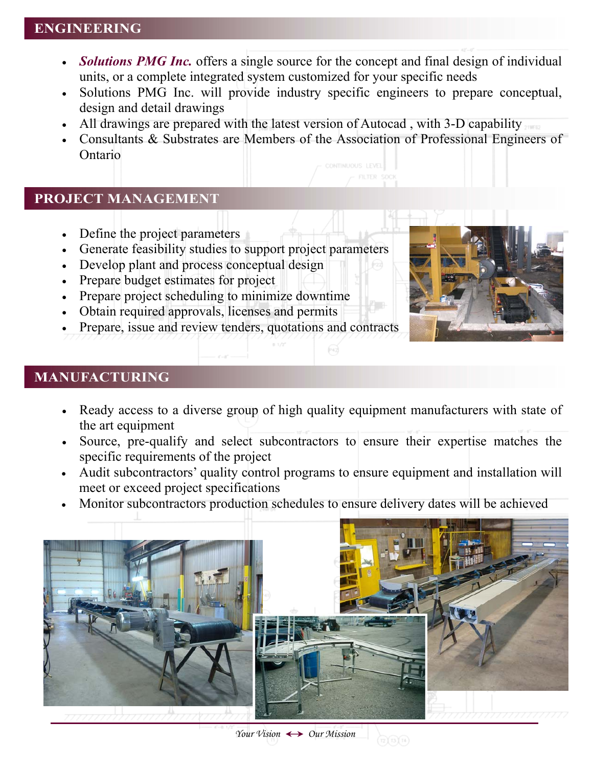## ENGINEERING

- ***Solutions PMG Inc.*** offers a single source for the concept and final design of individual units, or a complete integrated system customized for your specific needs
- Solutions PMG Inc. will provide industry specific engineers to prepare conceptual, design and detail drawings
- All drawings are prepared with the latest version of Autocad , with 3-D capability
- Consultants & Substrates are Members of the Association of Professional Engineers of Ontario

## PROJECT MANAGEMENT

- Define the project parameters
- Generate feasibility studies to support project parameters
- Develop plant and process conceptual design
- Prepare budget estimates for project
- Prepare project scheduling to minimize downtime
- Obtain required approvals, licenses and permits
- Prepare, issue and review tenders, quotations and contracts

## MANUFACTURING

- Ready access to a diverse group of high quality equipment manufacturers with state of the art equipment
- Source, pre-qualify and select subcontractors to ensure their expertise matches the specific requirements of the project
- Audit subcontractors' quality control programs to ensure equipment and installation will meet or exceed project specifications
- Monitor subcontractors production schedules to ensure delivery dates will be achieved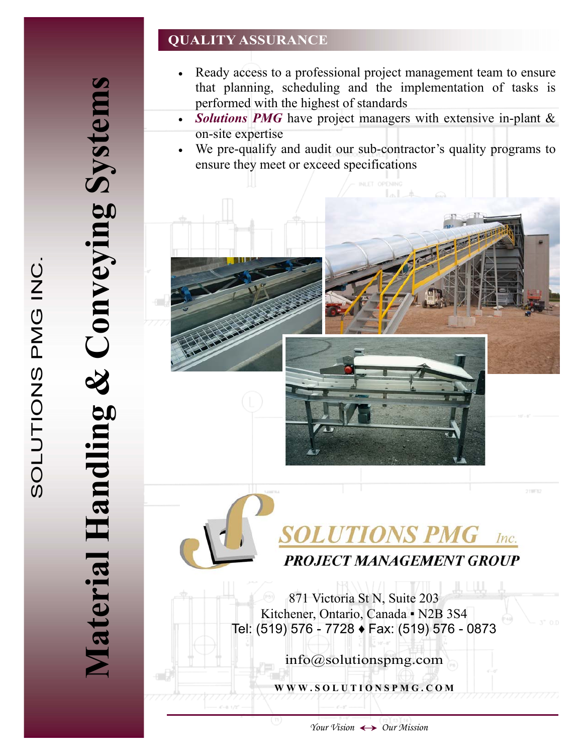SOLUTIONS PMG INC.

**Material Handling & Conveying Systems**

## QUALITY ASSURANCE

- Ready access to a professional project management team to ensure that planning, scheduling and the implementation of tasks is performed with the highest of standards
- ***Solutions PMG*** have project managers with extensive in-plant & on-site expertise
- We pre-qualify and audit our sub-contractor's quality programs to ensure they meet or exceed specifications

SOLUTIONS PMG Inc.
PROJECT MANAGEMENT GROUP

871 Victoria St N, Suite 203
Kitchener, Ontario, Canada ▪ N2B 3S4
Tel: (519) 576 - 7728 ♦ Fax: (519) 576 - 0873

info@solutionspmg.com

WWW.SOLUTIONSPMG.COM

*Your Vision ↔ Our Mission*